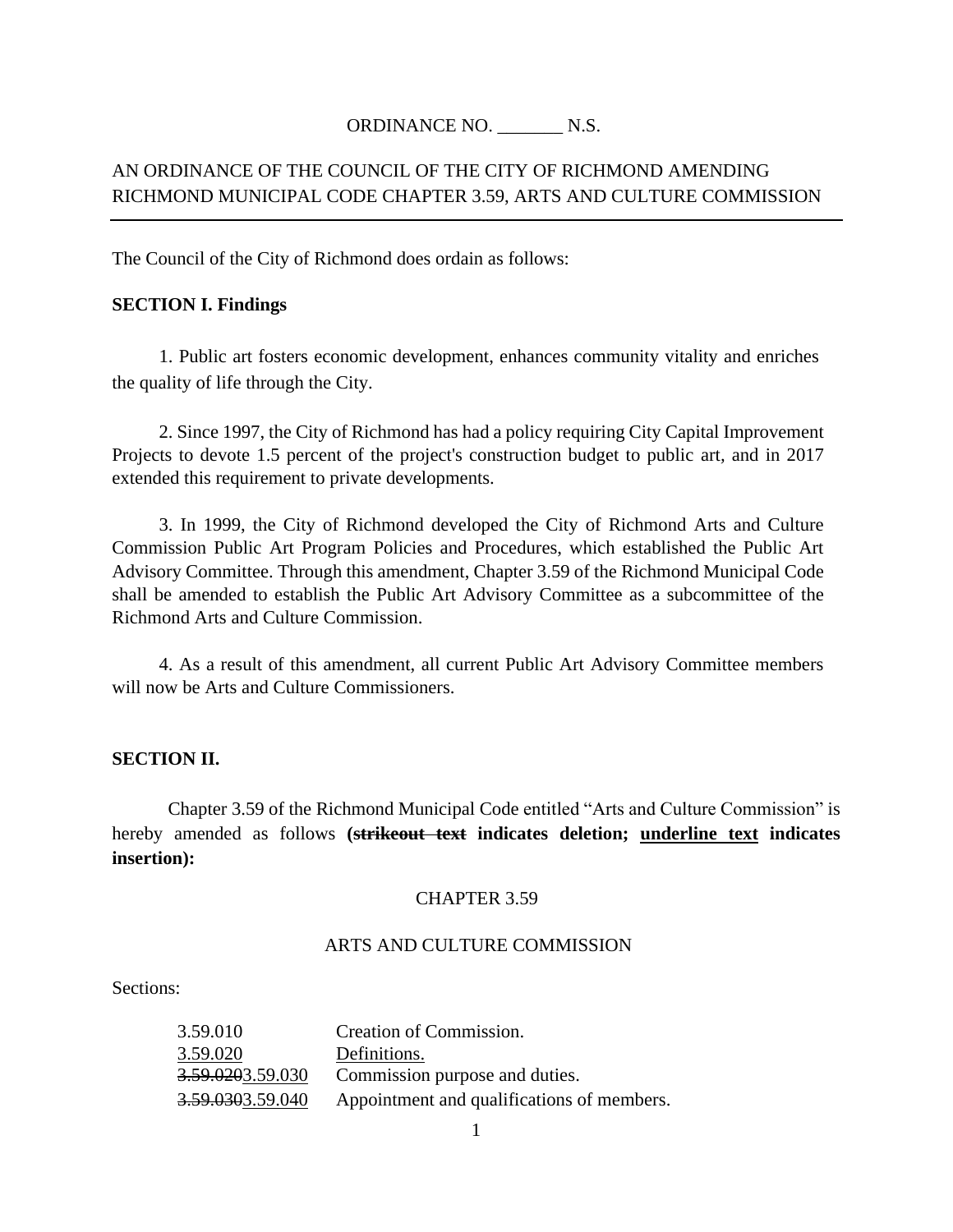ORDINANCE NO. _______ N.S.

AN ORDINANCE OF THE COUNCIL OF THE CITY OF RICHMOND AMENDING RICHMOND MUNICIPAL CODE CHAPTER 3.59, ARTS AND CULTURE COMMISSION

---

The Council of the City of Richmond does ordain as follows:

**SECTION I. Findings**

1. Public art fosters economic development, enhances community vitality and enriches the quality of life through the City.

2. Since 1997, the City of Richmond has had a policy requiring City Capital Improvement Projects to devote 1.5 percent of the project's construction budget to public art, and in 2017 extended this requirement to private developments.

3. In 1999, the City of Richmond developed the City of Richmond Arts and Culture Commission Public Art Program Policies and Procedures, which established the Public Art Advisory Committee. Through this amendment, Chapter 3.59 of the Richmond Municipal Code shall be amended to establish the Public Art Advisory Committee as a subcommittee of the Richmond Arts and Culture Commission.

4. As a result of this amendment, all current Public Art Advisory Committee members will now be Arts and Culture Commissioners.

**SECTION II.**

Chapter 3.59 of the Richmond Municipal Code entitled "Arts and Culture Commission" is hereby amended as follows **(~~strikeout text~~ indicates deletion; <u>underline text</u> indicates insertion):**

CHAPTER 3.59

ARTS AND CULTURE COMMISSION

Sections:

| | |
|---|---|
| 3.59.010 | Creation of Commission. |
| <u>3.59.020</u> | <u>Definitions.</u> |
| ~~3.59.020~~<u>3.59.030</u> | Commission purpose and duties. |
| ~~3.59.030~~<u>3.59.040</u> | Appointment and qualifications of members. |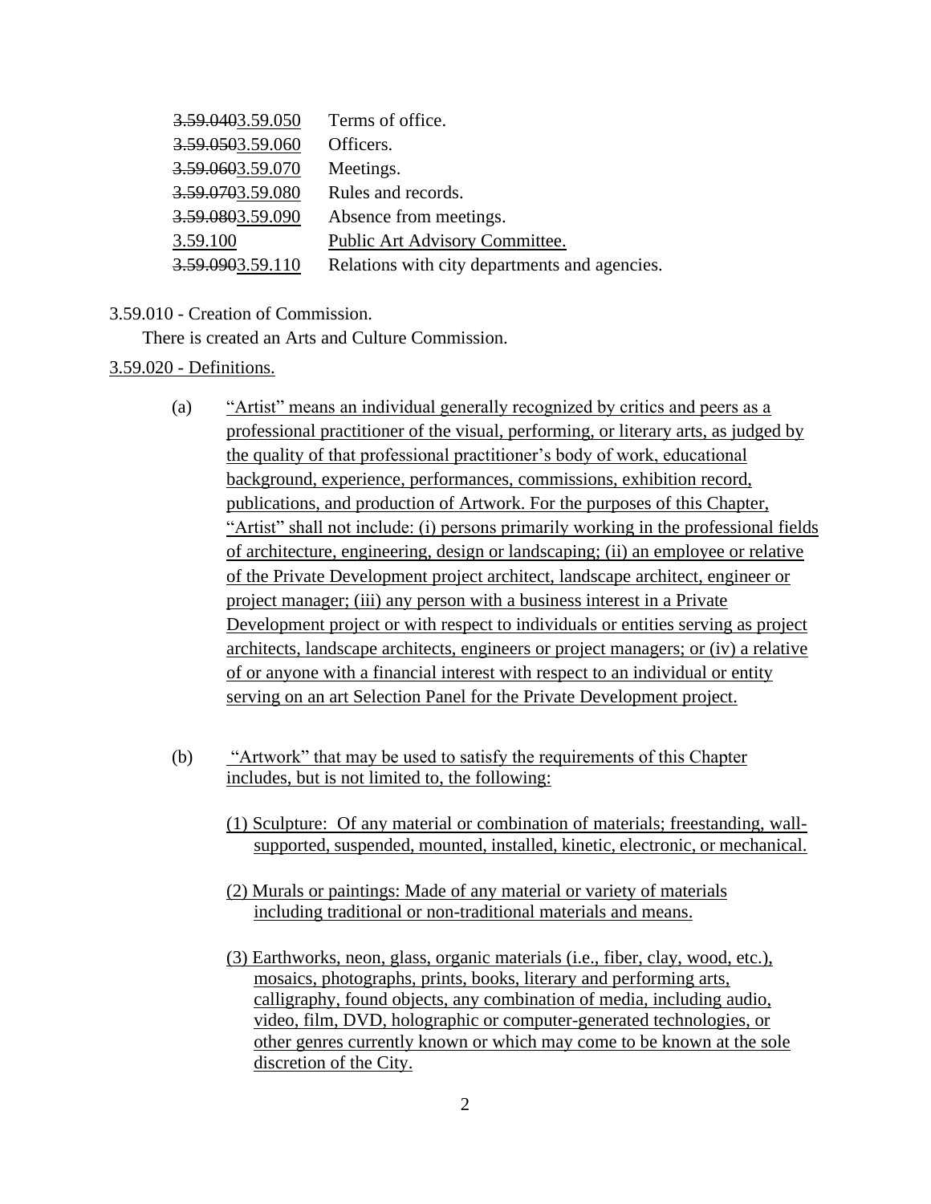| | |
|---|---|
| ~~3.59.040~~3.59.050 | Terms of office. |
| ~~3.59.050~~3.59.060 | Officers. |
| ~~3.59.060~~3.59.070 | Meetings. |
| ~~3.59.070~~3.59.080 | Rules and records. |
| ~~3.59.080~~3.59.090 | Absence from meetings. |
| 3.59.100 | Public Art Advisory Committee. |
| ~~3.59.090~~3.59.110 | Relations with city departments and agencies. |

3.59.010 - Creation of Commission.

There is created an Arts and Culture Commission.

3.59.020 - Definitions.

(a) "Artist" means an individual generally recognized by critics and peers as a professional practitioner of the visual, performing, or literary arts, as judged by the quality of that professional practitioner's body of work, educational background, experience, performances, commissions, exhibition record, publications, and production of Artwork. For the purposes of this Chapter, "Artist" shall not include: (i) persons primarily working in the professional fields of architecture, engineering, design or landscaping; (ii) an employee or relative of the Private Development project architect, landscape architect, engineer or project manager; (iii) any person with a business interest in a Private Development project or with respect to individuals or entities serving as project architects, landscape architects, engineers or project managers; or (iv) a relative of or anyone with a financial interest with respect to an individual or entity serving on an art Selection Panel for the Private Development project.

(b) "Artwork" that may be used to satisfy the requirements of this Chapter includes, but is not limited to, the following:

(1) Sculpture: Of any material or combination of materials; freestanding, wall-supported, suspended, mounted, installed, kinetic, electronic, or mechanical.

(2) Murals or paintings: Made of any material or variety of materials including traditional or non-traditional materials and means.

(3) Earthworks, neon, glass, organic materials (i.e., fiber, clay, wood, etc.), mosaics, photographs, prints, books, literary and performing arts, calligraphy, found objects, any combination of media, including audio, video, film, DVD, holographic or computer-generated technologies, or other genres currently known or which may come to be known at the sole discretion of the City.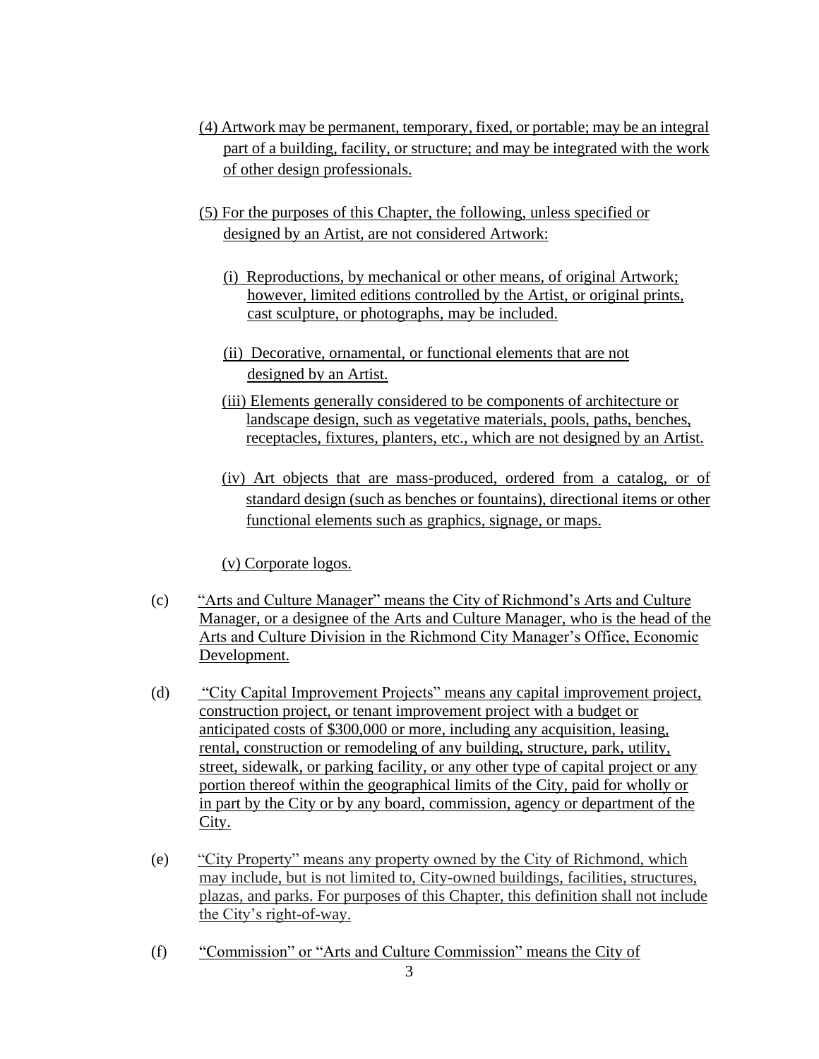(4) Artwork may be permanent, temporary, fixed, or portable; may be an integral part of a building, facility, or structure; and may be integrated with the work of other design professionals.

(5) For the purposes of this Chapter, the following, unless specified or designed by an Artist, are not considered Artwork:

(i) Reproductions, by mechanical or other means, of original Artwork; however, limited editions controlled by the Artist, or original prints, cast sculpture, or photographs, may be included.

(ii) Decorative, ornamental, or functional elements that are not designed by an Artist.

(iii) Elements generally considered to be components of architecture or landscape design, such as vegetative materials, pools, paths, benches, receptacles, fixtures, planters, etc., which are not designed by an Artist.

(iv) Art objects that are mass-produced, ordered from a catalog, or of standard design (such as benches or fountains), directional items or other functional elements such as graphics, signage, or maps.

(v) Corporate logos.

(c) "Arts and Culture Manager" means the City of Richmond's Arts and Culture Manager, or a designee of the Arts and Culture Manager, who is the head of the Arts and Culture Division in the Richmond City Manager's Office, Economic Development.

(d) "City Capital Improvement Projects" means any capital improvement project, construction project, or tenant improvement project with a budget or anticipated costs of $300,000 or more, including any acquisition, leasing, rental, construction or remodeling of any building, structure, park, utility, street, sidewalk, or parking facility, or any other type of capital project or any portion thereof within the geographical limits of the City, paid for wholly or in part by the City or by any board, commission, agency or department of the City.

(e) "City Property" means any property owned by the City of Richmond, which may include, but is not limited to, City-owned buildings, facilities, structures, plazas, and parks. For purposes of this Chapter, this definition shall not include the City's right-of-way.

(f) "Commission" or "Arts and Culture Commission" means the City of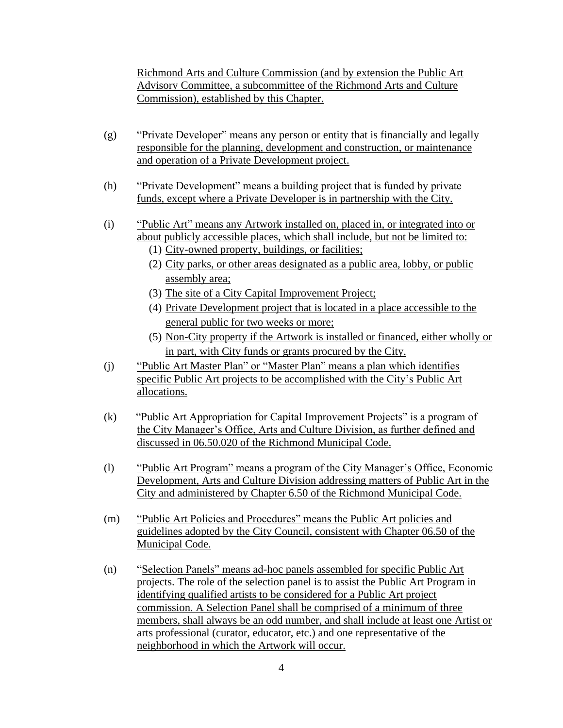Richmond Arts and Culture Commission (and by extension the Public Art Advisory Committee, a subcommittee of the Richmond Arts and Culture Commission), established by this Chapter.

(g) "Private Developer" means any person or entity that is financially and legally responsible for the planning, development and construction, or maintenance and operation of a Private Development project.

(h) "Private Development" means a building project that is funded by private funds, except where a Private Developer is in partnership with the City.

(i) "Public Art" means any Artwork installed on, placed in, or integrated into or about publicly accessible places, which shall include, but not be limited to:

  (1) City-owned property, buildings, or facilities;
  (2) City parks, or other areas designated as a public area, lobby, or public assembly area;
  (3) The site of a City Capital Improvement Project;
  (4) Private Development project that is located in a place accessible to the general public for two weeks or more;
  (5) Non-City property if the Artwork is installed or financed, either wholly or in part, with City funds or grants procured by the City.

(j) "Public Art Master Plan" or "Master Plan" means a plan which identifies specific Public Art projects to be accomplished with the City's Public Art allocations.

(k) "Public Art Appropriation for Capital Improvement Projects" is a program of the City Manager's Office, Arts and Culture Division, as further defined and discussed in 06.50.020 of the Richmond Municipal Code.

(l) "Public Art Program" means a program of the City Manager's Office, Economic Development, Arts and Culture Division addressing matters of Public Art in the City and administered by Chapter 6.50 of the Richmond Municipal Code.

(m) "Public Art Policies and Procedures" means the Public Art policies and guidelines adopted by the City Council, consistent with Chapter 06.50 of the Municipal Code.

(n) "Selection Panels" means ad-hoc panels assembled for specific Public Art projects. The role of the selection panel is to assist the Public Art Program in identifying qualified artists to be considered for a Public Art project commission. A Selection Panel shall be comprised of a minimum of three members, shall always be an odd number, and shall include at least one Artist or arts professional (curator, educator, etc.) and one representative of the neighborhood in which the Artwork will occur.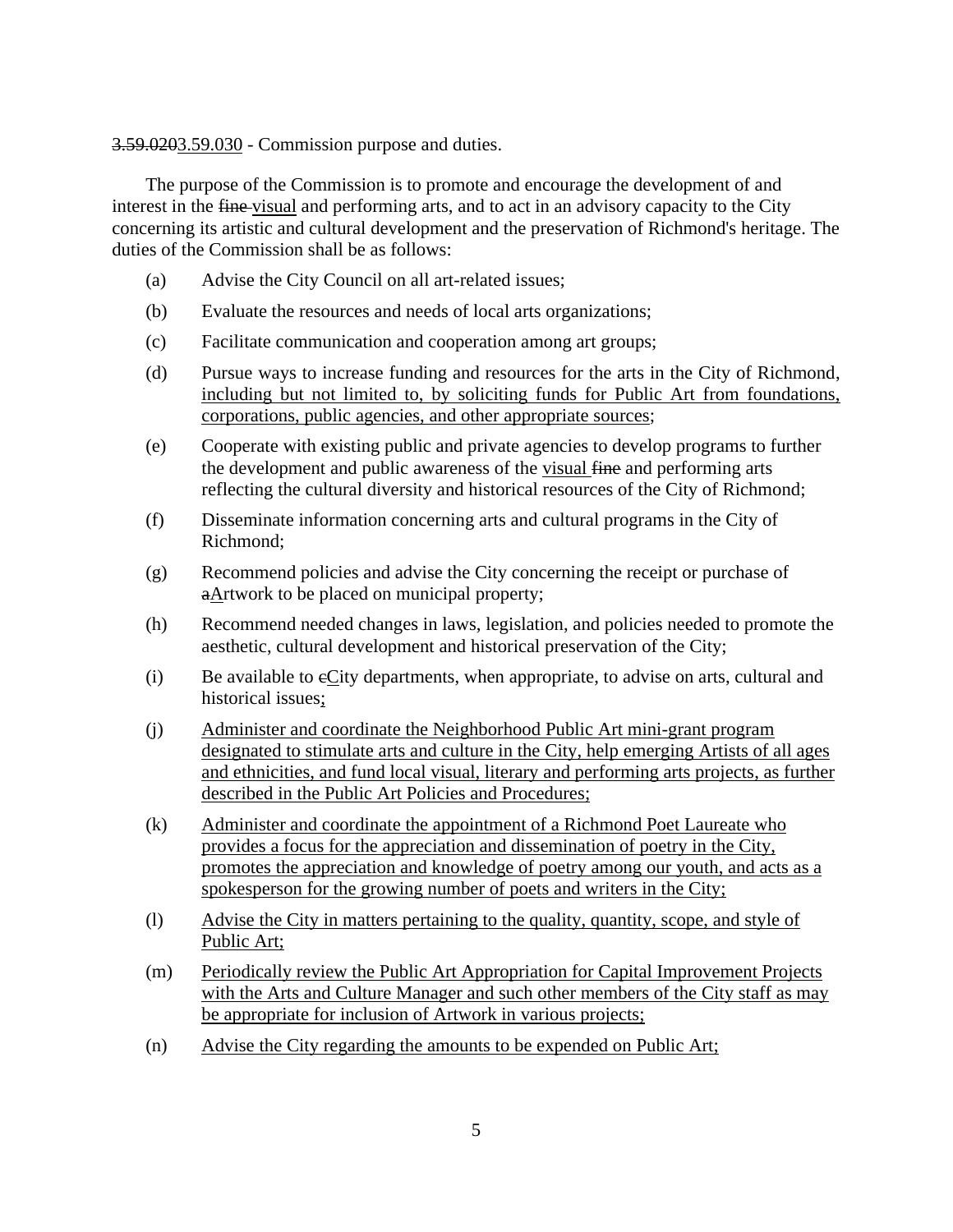~~3.59.020~~<u>3.59.030</u> - Commission purpose and duties.

The purpose of the Commission is to promote and encourage the development of and interest in the ~~fine~~ <u>visual</u> and performing arts, and to act in an advisory capacity to the City concerning its artistic and cultural development and the preservation of Richmond's heritage. The duties of the Commission shall be as follows:

(a) Advise the City Council on all art-related issues;

(b) Evaluate the resources and needs of local arts organizations;

(c) Facilitate communication and cooperation among art groups;

(d) Pursue ways to increase funding and resources for the arts in the City of Richmond, <u>including but not limited to, by soliciting funds for Public Art from foundations, corporations, public agencies, and other appropriate sources</u>;

(e) Cooperate with existing public and private agencies to develop programs to further the development and public awareness of the <u>visual</u> ~~fine~~ and performing arts reflecting the cultural diversity and historical resources of the City of Richmond;

(f) Disseminate information concerning arts and cultural programs in the City of Richmond;

(g) Recommend policies and advise the City concerning the receipt or purchase of ~~a~~<u>A</u>rtwork to be placed on municipal property;

(h) Recommend needed changes in laws, legislation, and policies needed to promote the aesthetic, cultural development and historical preservation of the City;

(i) Be available to ~~c~~<u>C</u>ity departments, when appropriate, to advise on arts, cultural and historical issues<u>;</u>

(j) <u>Administer and coordinate the Neighborhood Public Art mini-grant program designated to stimulate arts and culture in the City, help emerging Artists of all ages and ethnicities, and fund local visual, literary and performing arts projects, as further described in the Public Art Policies and Procedures;</u>

(k) <u>Administer and coordinate the appointment of a Richmond Poet Laureate who provides a focus for the appreciation and dissemination of poetry in the City, promotes the appreciation and knowledge of poetry among our youth, and acts as a spokesperson for the growing number of poets and writers in the City;</u>

(l) <u>Advise the City in matters pertaining to the quality, quantity, scope, and style of Public Art;</u>

(m) <u>Periodically review the Public Art Appropriation for Capital Improvement Projects with the Arts and Culture Manager and such other members of the City staff as may be appropriate for inclusion of Artwork in various projects;</u>

(n) <u>Advise the City regarding the amounts to be expended on Public Art;</u>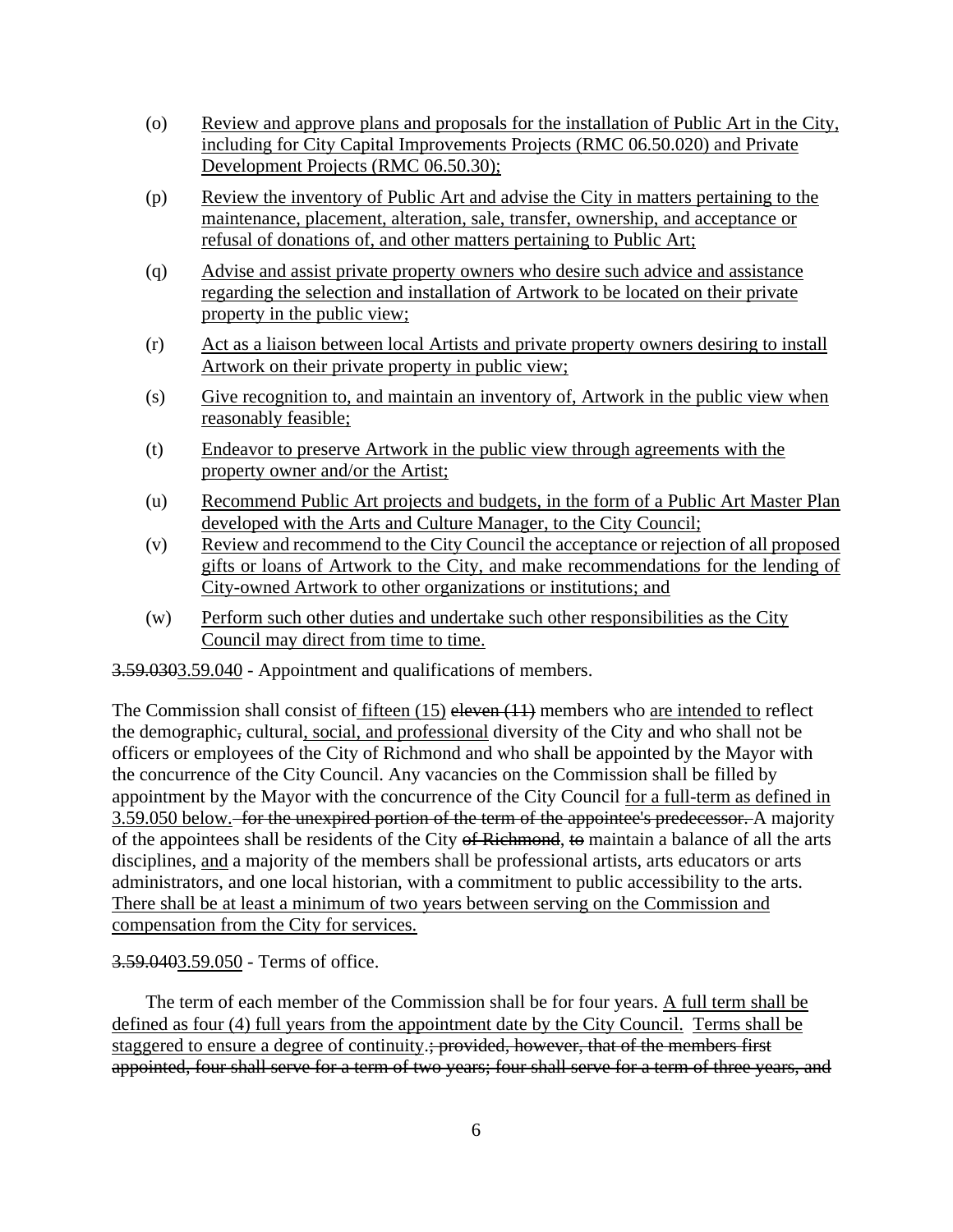(o) <u>Review and approve plans and proposals for the installation of Public Art in the City, including for City Capital Improvements Projects (RMC 06.50.020) and Private Development Projects (RMC 06.50.30);</u>

(p) <u>Review the inventory of Public Art and advise the City in matters pertaining to the maintenance, placement, alteration, sale, transfer, ownership, and acceptance or refusal of donations of, and other matters pertaining to Public Art;</u>

(q) <u>Advise and assist private property owners who desire such advice and assistance regarding the selection and installation of Artwork to be located on their private property in the public view;</u>

(r) <u>Act as a liaison between local Artists and private property owners desiring to install Artwork on their private property in public view;</u>

(s) <u>Give recognition to, and maintain an inventory of, Artwork in the public view when reasonably feasible;</u>

(t) <u>Endeavor to preserve Artwork in the public view through agreements with the property owner and/or the Artist;</u>

(u) <u>Recommend Public Art projects and budgets, in the form of a Public Art Master Plan developed with the Arts and Culture Manager, to the City Council;</u>

(v) <u>Review and recommend to the City Council the acceptance or rejection of all proposed gifts or loans of Artwork to the City, and make recommendations for the lending of City-owned Artwork to other organizations or institutions; and</u>

(w) <u>Perform such other duties and undertake such other responsibilities as the City Council may direct from time to time.</u>

~~3.59.030~~<u>3.59.040</u> - Appointment and qualifications of members.

The Commission shall consist of <u>fifteen (15)</u> ~~eleven (11)~~ members who <u>are intended to</u> reflect the demographic~~,~~ cultural<u>, social, and professional</u> diversity of the City and who shall not be officers or employees of the City of Richmond and who shall be appointed by the Mayor with the concurrence of the City Council. Any vacancies on the Commission shall be filled by appointment by the Mayor with the concurrence of the City Council <u>for a full-term as defined in 3.59.050 below.</u> ~~for the unexpired portion of the term of the appointee's predecessor.~~ A majority of the appointees shall be residents of the City ~~of Richmond~~, ~~to~~ maintain a balance of all the arts disciplines, <u>and</u> a majority of the members shall be professional artists, arts educators or arts administrators, and one local historian, with a commitment to public accessibility to the arts. <u>There shall be at least a minimum of two years between serving on the Commission and compensation from the City for services.</u>

~~3.59.040~~<u>3.59.050</u> - Terms of office.

The term of each member of the Commission shall be for four years. <u>A full term shall be defined as four (4) full years from the appointment date by the City Council.</u> <u>Terms shall be staggered to ensure a degree of continuity</u>.~~; provided, however, that of the members first appointed, four shall serve for a term of two years; four shall serve for a term of three years, and~~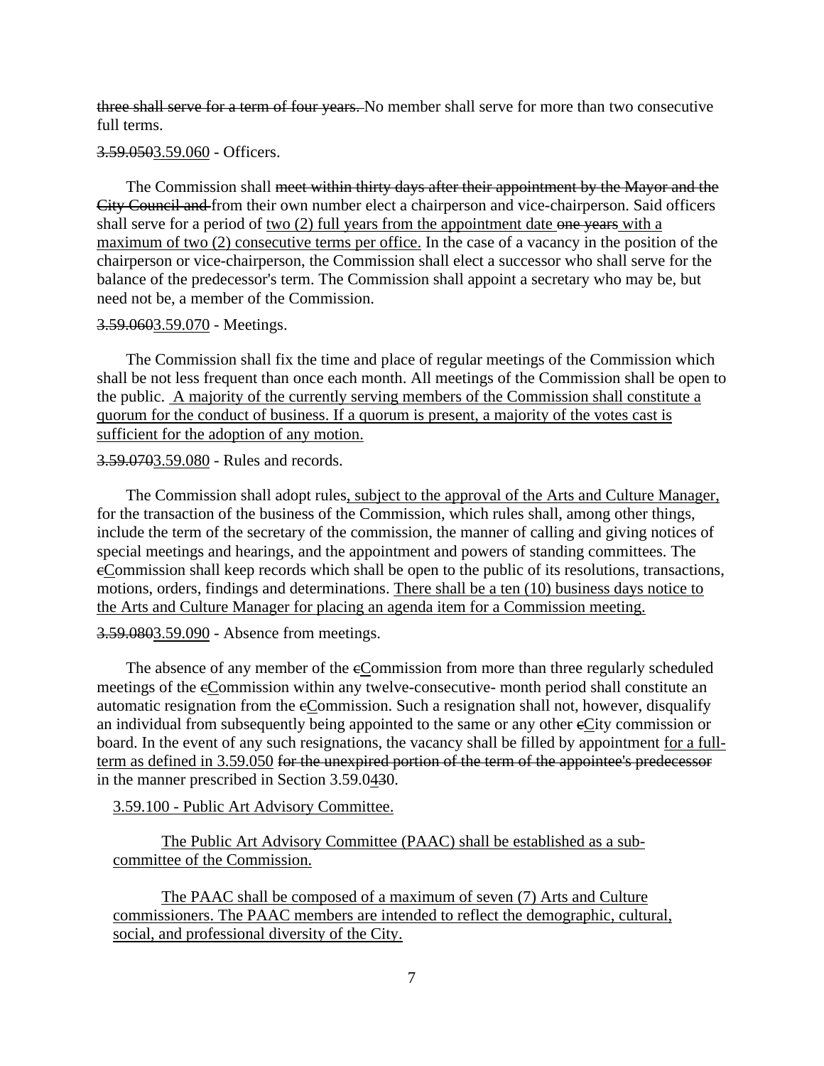~~three shall serve for a term of four years.~~ No member shall serve for more than two consecutive full terms.

~~3.59.050~~<u>3.59.060</u> - Officers.

The Commission shall ~~meet within thirty days after their appointment by the Mayor and the City Council and~~ from their own number elect a chairperson and vice-chairperson. Said officers shall serve for a period of <u>two (2) full years from the appointment date</u> ~~one years~~ <u>with a maximum of two (2) consecutive terms per office.</u> In the case of a vacancy in the position of the chairperson or vice-chairperson, the Commission shall elect a successor who shall serve for the balance of the predecessor's term. The Commission shall appoint a secretary who may be, but need not be, a member of the Commission.

~~3.59.060~~<u>3.59.070</u> - Meetings.

The Commission shall fix the time and place of regular meetings of the Commission which shall be not less frequent than once each month. All meetings of the Commission shall be open to the public. <u>A majority of the currently serving members of the Commission shall constitute a quorum for the conduct of business. If a quorum is present, a majority of the votes cast is sufficient for the adoption of any motion.</u>

~~3.59.070~~<u>3.59.080</u> - Rules and records.

The Commission shall adopt rules<u>, subject to the approval of the Arts and Culture Manager,</u> for the transaction of the business of the Commission, which rules shall, among other things, include the term of the secretary of the commission, the manner of calling and giving notices of special meetings and hearings, and the appointment and powers of standing committees. The ~~c~~<u>C</u>ommission shall keep records which shall be open to the public of its resolutions, transactions, motions, orders, findings and determinations. <u>There shall be a ten (10) business days notice to the Arts and Culture Manager for placing an agenda item for a Commission meeting.</u>

~~3.59.080~~<u>3.59.090</u> - Absence from meetings.

The absence of any member of the ~~c~~<u>C</u>ommission from more than three regularly scheduled meetings of the ~~c~~<u>C</u>ommission within any twelve-consecutive- month period shall constitute an automatic resignation from the ~~c~~<u>C</u>ommission. Such a resignation shall not, however, disqualify an individual from subsequently being appointed to the same or any other ~~c~~<u>C</u>ity commission or board. In the event of any such resignations, the vacancy shall be filled by appointment <u>for a full-term as defined in 3.59.050</u> ~~for the unexpired portion of the term of the appointee's predecessor~~ in the manner prescribed in Section 3.59.0<u>4</u>~~3~~0.

<u>3.59.100 - Public Art Advisory Committee.</u>

<u>The Public Art Advisory Committee (PAAC) shall be established as a sub-committee of the Commission.</u>

<u>The PAAC shall be composed of a maximum of seven (7) Arts and Culture commissioners. The PAAC members are intended to reflect the demographic, cultural, social, and professional diversity of the City.</u>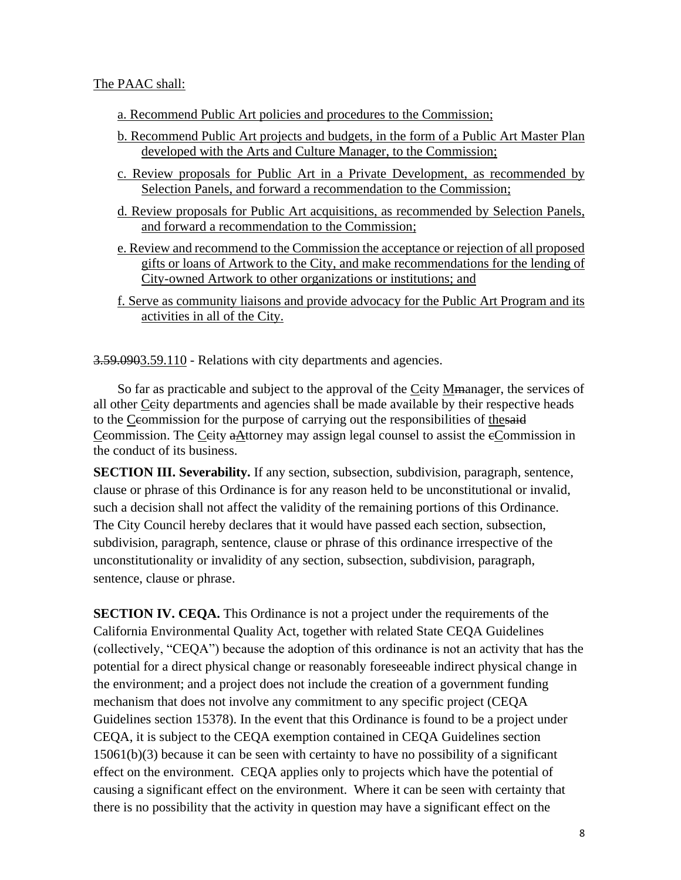The PAAC shall:

a. Recommend Public Art policies and procedures to the Commission;

b. Recommend Public Art projects and budgets, in the form of a Public Art Master Plan developed with the Arts and Culture Manager, to the Commission;

c. Review proposals for Public Art in a Private Development, as recommended by Selection Panels, and forward a recommendation to the Commission;

d. Review proposals for Public Art acquisitions, as recommended by Selection Panels, and forward a recommendation to the Commission;

e. Review and recommend to the Commission the acceptance or rejection of all proposed gifts or loans of Artwork to the City, and make recommendations for the lending of City-owned Artwork to other organizations or institutions; and

f. Serve as community liaisons and provide advocacy for the Public Art Program and its activities in all of the City.

~~3.59.090~~3.59.110 - Relations with city departments and agencies.

So far as practicable and subject to the approval of the C~~c~~ity M~~m~~anager, the services of all other C~~c~~ity departments and agencies shall be made available by their respective heads to the C~~c~~ommission for the purpose of carrying out the responsibilities of the~~said~~ C~~c~~ommission. The C~~c~~ity ~~a~~Attorney may assign legal counsel to assist the ~~c~~Commission in the conduct of its business.

**SECTION III. Severability.** If any section, subsection, subdivision, paragraph, sentence, clause or phrase of this Ordinance is for any reason held to be unconstitutional or invalid, such a decision shall not affect the validity of the remaining portions of this Ordinance. The City Council hereby declares that it would have passed each section, subsection, subdivision, paragraph, sentence, clause or phrase of this ordinance irrespective of the unconstitutionality or invalidity of any section, subsection, subdivision, paragraph, sentence, clause or phrase.

**SECTION IV. CEQA.** This Ordinance is not a project under the requirements of the California Environmental Quality Act, together with related State CEQA Guidelines (collectively, "CEQA") because the adoption of this ordinance is not an activity that has the potential for a direct physical change or reasonably foreseeable indirect physical change in the environment; and a project does not include the creation of a government funding mechanism that does not involve any commitment to any specific project (CEQA Guidelines section 15378). In the event that this Ordinance is found to be a project under CEQA, it is subject to the CEQA exemption contained in CEQA Guidelines section 15061(b)(3) because it can be seen with certainty to have no possibility of a significant effect on the environment. CEQA applies only to projects which have the potential of causing a significant effect on the environment. Where it can be seen with certainty that there is no possibility that the activity in question may have a significant effect on the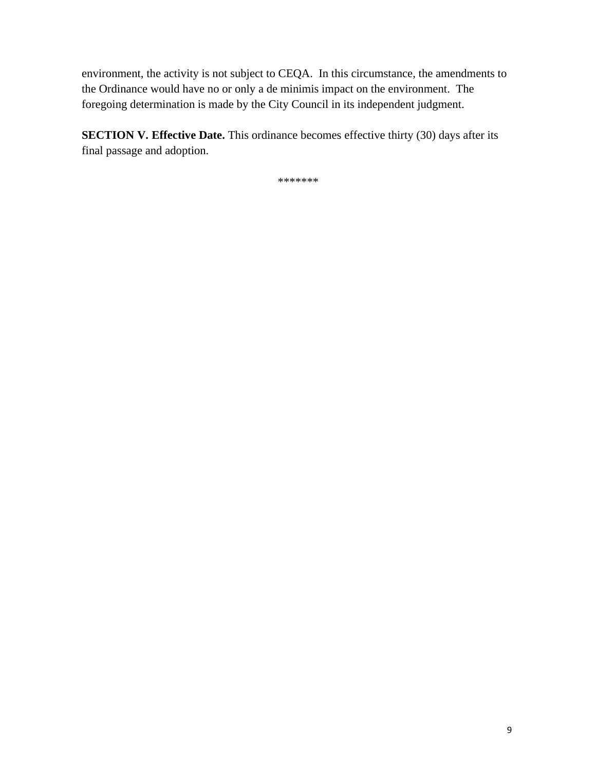environment, the activity is not subject to CEQA. In this circumstance, the amendments to the Ordinance would have no or only a de minimis impact on the environment. The foregoing determination is made by the City Council in its independent judgment.

**SECTION V. Effective Date.** This ordinance becomes effective thirty (30) days after its final passage and adoption.

*******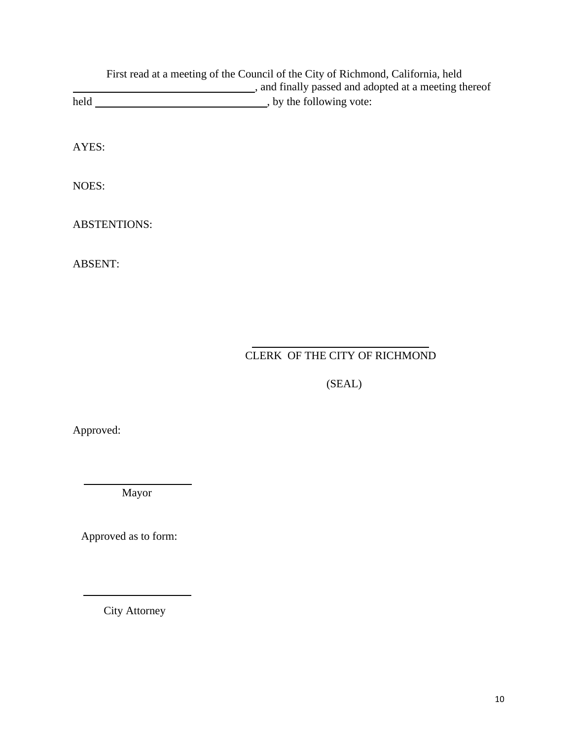First read at a meeting of the Council of the City of Richmond, California, held \_\_\_\_\_\_\_\_\_\_\_\_\_\_\_\_\_\_\_\_\_\_\_\_\_\_\_\_\_\_\_\_, and finally passed and adopted at a meeting thereof held \_\_\_\_\_\_\_\_\_\_\_\_\_\_\_\_\_\_\_\_\_\_\_\_\_\_\_\_\_\_\_\_, by the following vote:

AYES:

NOES:

ABSTENTIONS:

ABSENT:

\_\_\_\_\_\_\_\_\_\_\_\_\_\_\_\_\_\_\_\_\_\_\_\_\_\_\_\_\_\_\_\_

CLERK OF THE CITY OF RICHMOND

(SEAL)

Approved:

\_\_\_\_\_\_\_\_\_\_\_\_\_\_\_\_\_\_\_\_

Mayor

Approved as to form:

\_\_\_\_\_\_\_\_\_\_\_\_\_\_\_\_\_\_\_\_

City Attorney